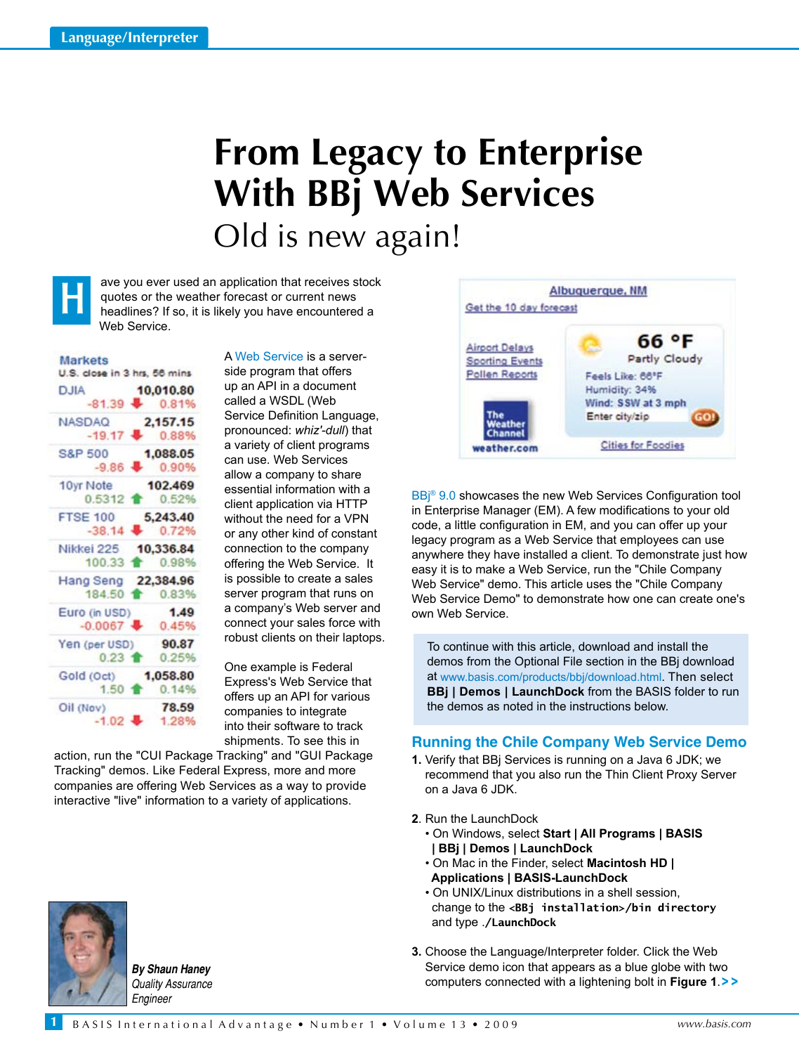# From Legacy to Enterprise With BBj Web Services

## Old is new again!

Have you ever used an application that receives stock quotes or the weather forecast or current news headlines? If so, it is likely you have encountered a Web Service.

| Markets | | |
|---|---|---|
| U.S. close in 3 hrs, 56 mins | | |
| DJIA | 10,010.80 | |
| | -81.39 ↓ | 0.81% |
| NASDAQ | 2,157.15 | |
| | -19.17 ↓ | 0.88% |
| S&P 500 | 1,088.05 | |
| | -9.86 ↓ | 0.90% |
| 10yr Note | 102.469 | |
| | 0.5312 ↑ | 0.52% |
| FTSE 100 | 5,243.40 | |
| | -38.14 ↓ | 0.72% |
| Nikkei 225 | 10,336.84 | |
| | 100.33 ↑ | 0.98% |
| Hang Seng | 22,384.96 | |
| | 184.50 ↑ | 0.83% |
| Euro (in USD) | 1.49 | |
| | -0.0067 ↓ | 0.45% |
| Yen (per USD) | 90.87 | |
| | 0.23 ↑ | 0.25% |
| Gold (Oct) | 1,058.80 | |
| | 1.50 ↑ | 0.14% |
| Oil (Nov) | 78.59 | |
| | -1.02 ↓ | 1.28% |

A Web Service is a server-side program that offers up an API in a document called a WSDL (Web Service Definition Language, pronounced: *whiz'-dull*) that a variety of client programs can use. Web Services allow a company to share essential information with a client application via HTTP without the need for a VPN or any other kind of constant connection to the company offering the Web Service. It is possible to create a sales server program that runs on a company's Web server and connect your sales force with robust clients on their laptops.

One example is Federal Express's Web Service that offers up an API for various companies to integrate into their software to track shipments. To see this in action, run the "CUI Package Tracking" and "GUI Package Tracking" demos. Like Federal Express, more and more companies are offering Web Services as a way to provide interactive "live" information to a variety of applications.

Albuquerque, NM
Get the 10 day forecast
Airport Delays
Sporting Events
Pollen Reports
The Weather Channel
weather.com
66 °F
Partly Cloudy
Feels Like: 66°F
Humidity: 34%
Wind: SSW at 3 mph
Enter city/zip GO!
Cities for Foodies

BBj® 9.0 showcases the new Web Services Configuration tool in Enterprise Manager (EM). A few modifications to your old code, a little configuration in EM, and you can offer up your legacy program as a Web Service that employees can use anywhere they have installed a client. To demonstrate just how easy it is to make a Web Service, run the "Chile Company Web Service" demo. This article uses the "Chile Company Web Service Demo" to demonstrate how one can create one's own Web Service.

> To continue with this article, download and install the demos from the Optional File section in the BBj download at www.basis.com/products/bbj/download.html. Then select **BBj | Demos | LaunchDock** from the BASIS folder to run the demos as noted in the instructions below.

### Running the Chile Company Web Service Demo

**1.** Verify that BBj Services is running on a Java 6 JDK; we recommend that you also run the Thin Client Proxy Server on a Java 6 JDK.

**2.** Run the LaunchDock
- On Windows, select **Start | All Programs | BASIS | BBj | Demos | LaunchDock**
- On Mac in the Finder, select **Macintosh HD | Applications | BASIS-LaunchDock**
- On UNIX/Linux distributions in a shell session, change to the `<BBj installation>/bin directory` and type `./LaunchDock`

**3.** Choose the Language/Interpreter folder. Click the Web Service demo icon that appears as a blue globe with two computers connected with a lightening bolt in **Figure 1**. >>

***By Shaun Haney***
*Quality Assurance Engineer*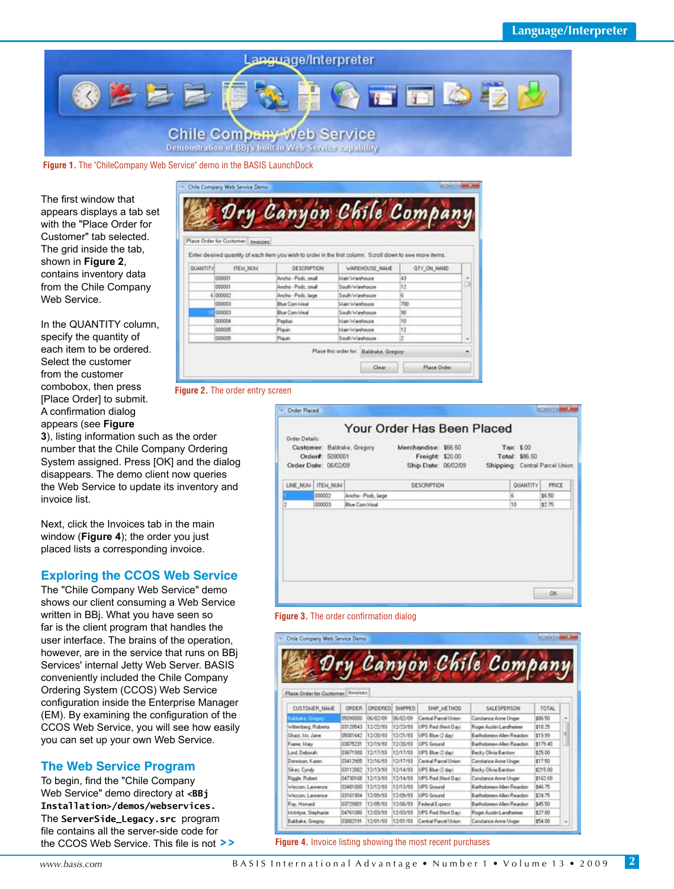Figure 1. The "ChileCompany Web Service" demo in the BASIS LaunchDock

The first window that appears displays a tab set with the "Place Order for Customer" tab selected. The grid inside the tab, shown in **Figure 2**, contains inventory data from the Chile Company Web Service.

In the QUANTITY column, specify the quantity of each item to be ordered. Select the customer from the customer combobox, then press [Place Order] to submit. A confirmation dialog appears (see **Figure 3**), listing information such as the order number that the Chile Company Ordering System assigned. Press [OK] and the dialog disappears. The demo client now queries the Web Service to update its inventory and invoice list.

Figure 2. The order entry screen

Next, click the Invoices tab in the main window (**Figure 4**); the order you just placed lists a corresponding invoice.

Figure 3. The order confirmation dialog

## Exploring the CCOS Web Service

The "Chile Company Web Service" demo shows our client consuming a Web Service written in BBj. What you have seen so far is the client program that handles the user interface. The brains of the operation, however, are in the service that runs on BBj Services' internal Jetty Web Server. BASIS conveniently included the Chile Company Ordering System (CCOS) Web Service configuration inside the Enterprise Manager (EM). By examining the configuration of the CCOS Web Service, you will see how easily you can set up your own Web Service.

## The Web Service Program

To begin, find the "Chile Company Web Service" demo directory at `<BBj Installation>/demos/webservices`. The `ServerSide_Legacy.src` program file contains all the server-side code for the CCOS Web Service. This file is not >>

Figure 4. Invoice listing showing the most recent purchases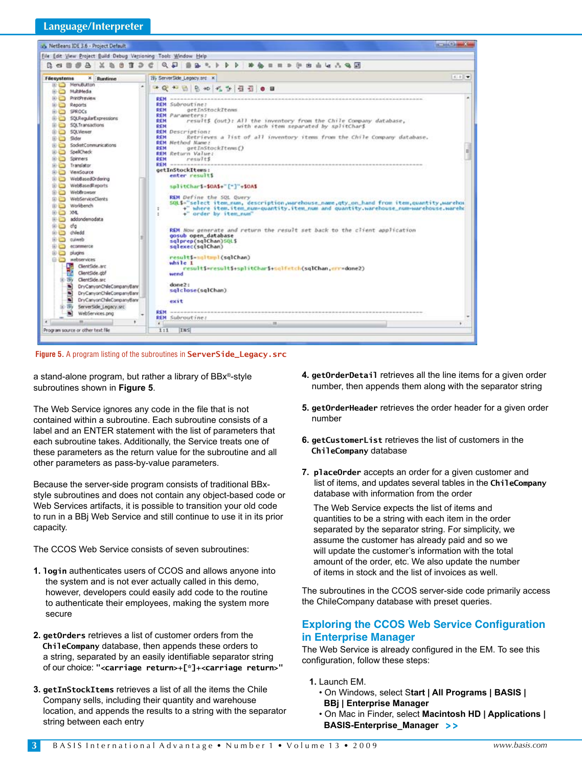Figure 5. A program listing of the subroutines in **ServerSide_Legacy.src**

a stand-alone program, but rather a library of BBx®-style subroutines shown in **Figure 5**.

The Web Service ignores any code in the file that is not contained within a subroutine. Each subroutine consists of a label and an ENTER statement with the list of parameters that each subroutine takes. Additionally, the Service treats one of these parameters as the return value for the subroutine and all other parameters as pass-by-value parameters.

Because the server-side program consists of traditional BBx-style subroutines and does not contain any object-based code or Web Services artifacts, it is possible to transition your old code to run in a BBj Web Service and still continue to use it in its prior capacity.

The CCOS Web Service consists of seven subroutines:

1. **`login`** authenticates users of CCOS and allows anyone into the system and is not ever actually called in this demo, however, developers could easily add code to the routine to authenticate their employees, making the system more secure

2. **`getOrders`** retrieves a list of customer orders from the **`ChileCompany`** database, then appends these orders to a string, separated by an easily identifiable separator string of our choice: **`"<carriage return>+[*]+<carriage return>"`**

3. **`getInStockItems`** retrieves a list of all the items the Chile Company sells, including their quantity and warehouse location, and appends the results to a string with the separator string between each entry

4. **`getOrderDetail`** retrieves all the line items for a given order number, then appends them along with the separator string

5. **`getOrderHeader`** retrieves the order header for a given order number

6. **`getCustomerList`** retrieves the list of customers in the **`ChileCompany`** database

7. **`placeOrder`** accepts an order for a given customer and list of items, and updates several tables in the **`ChileCompany`** database with information from the order

   The Web Service expects the list of items and quantities to be a string with each item in the order separated by the separator string. For simplicity, we assume the customer has already paid and so we will update the customer's information with the total amount of the order, etc. We also update the number of items in stock and the list of invoices as well.

The subroutines in the CCOS server-side code primarily access the ChileCompany database with preset queries.

## Exploring the CCOS Web Service Configuration in Enterprise Manager

The Web Service is already configured in the EM. To see this configuration, follow these steps:

1. Launch EM.
   - On Windows, select **Start | All Programs | BASIS | BBj | Enterprise Manager**
   - On Mac in Finder, select **Macintosh HD | Applications | BASIS-Enterprise_Manager** **>>**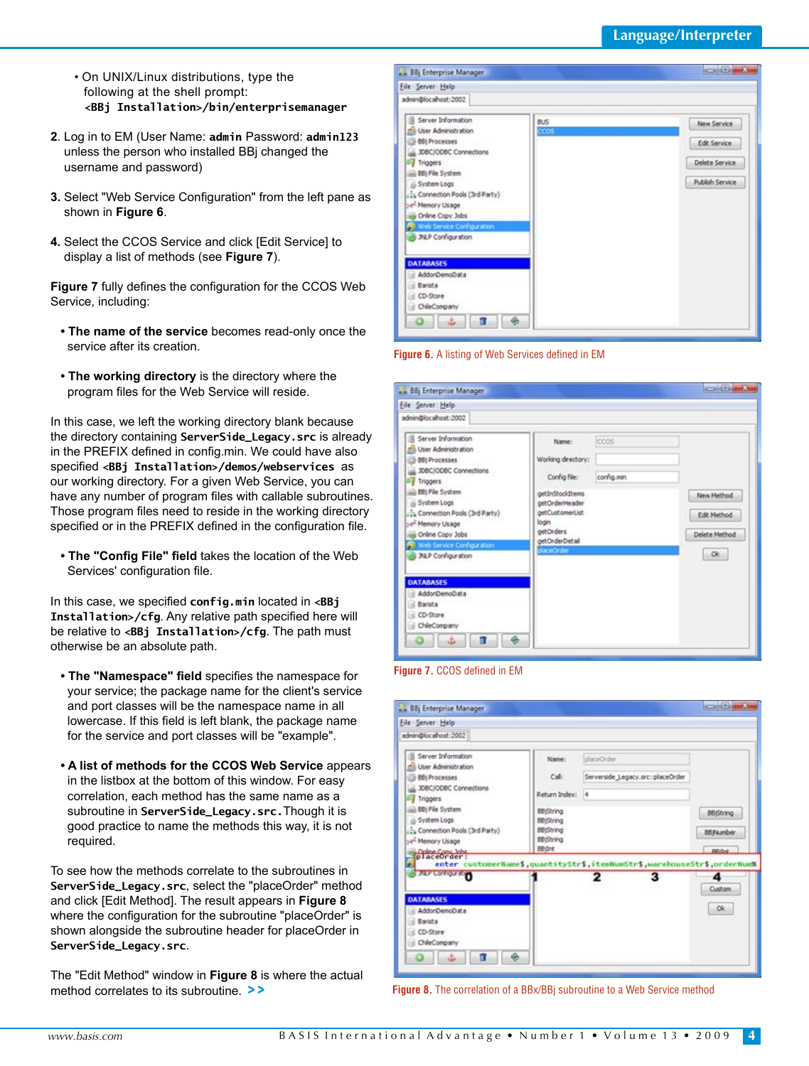- On UNIX/Linux distributions, type the following at the shell prompt:
  **`<BBj Installation>/bin/enterprisemanager`**

2. Log in to EM (User Name: **`admin`** Password: **`admin123`** unless the person who installed BBj changed the username and password)

3. Select "Web Service Configuration" from the left pane as shown in **Figure 6**.

4. Select the CCOS Service and click [Edit Service] to display a list of methods (see **Figure 7**).

**Figure 7** fully defines the configuration for the CCOS Web Service, including:

- **The name of the service** becomes read-only once the service after its creation.

- **The working directory** is the directory where the program files for the Web Service will reside.

In this case, we left the working directory blank because the directory containing **`ServerSide_Legacy.src`** is already in the PREFIX defined in config.min. We could have also specified **`<BBj Installation>/demos/webservices`** as our working directory. For a given Web Service, you can have any number of program files with callable subroutines. Those program files need to reside in the working directory specified or in the PREFIX defined in the configuration file.

- **The "Config File" field** takes the location of the Web Services' configuration file.

In this case, we specified **`config.min`** located in **`<BBj Installation>/cfg`**. Any relative path specified here will be relative to **`<BBj Installation>/cfg`**. The path must otherwise be an absolute path.

- **The "Namespace" field** specifies the namespace for your service; the package name for the client's service and port classes will be the namespace name in all lowercase. If this field is left blank, the package name for the service and port classes will be "example".

- **A list of methods for the CCOS Web Service** appears in the listbox at the bottom of this window. For easy correlation, each method has the same name as a subroutine in **`ServerSide_Legacy.src`**. Though it is good practice to name the methods this way, it is not required.

To see how the methods correlate to the subroutines in **`ServerSide_Legacy.src`**, select the "placeOrder" method and click [Edit Method]. The result appears in **Figure 8** where the configuration for the subroutine "placeOrder" is shown alongside the subroutine header for placeOrder in **`ServerSide_Legacy.src`**.

The "Edit Method" window in **Figure 8** is where the actual method correlates to its subroutine. **>>**

**Figure 6.** A listing of Web Services defined in EM

**Figure 7.** CCOS defined in EM

**Figure 8.** The correlation of a BBx/BBj subroutine to a Web Service method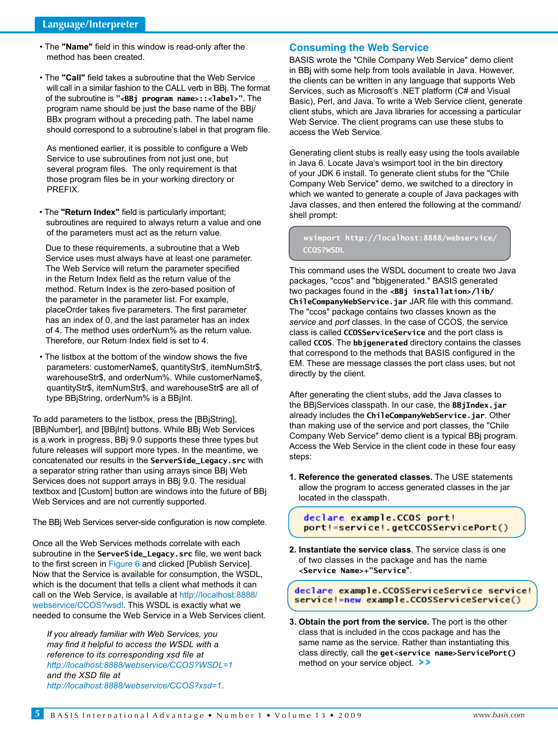- The **"Name"** field in this window is read-only after the method has been created.

- The **"Call"** field takes a subroutine that the Web Service will call in a similar fashion to the CALL verb in BBj. The format of the subroutine is **"<BBj program name>::<label>"**. The program name should be just the base name of the BBj/BBx program without a preceding path. The label name should correspond to a subroutine's label in that program file.

  As mentioned earlier, it is possible to configure a Web Service to use subroutines from not just one, but several program files. The only requirement is that those program files be in your working directory or PREFIX.

- The **"Return Index"** field is particularly important; subroutines are required to always return a value and one of the parameters must act as the return value.

  Due to these requirements, a subroutine that a Web Service uses must always have at least one parameter. The Web Service will return the parameter specified in the Return Index field as the return value of the method. Return Index is the zero-based position of the parameter in the parameter list. For example, placeOrder takes five parameters. The first parameter has an index of 0, and the last parameter has an index of 4. The method uses orderNum% as the return value. Therefore, our Return Index field is set to 4.

- The listbox at the bottom of the window shows the five parameters: customerName$, quantityStr$, itemNumStr$, warehouseStr$, and orderNum%. While customerName$, quantityStr$, itemNumStr$, and warehouseStr$ are all of type BBjString, orderNum% is a BBjInt.

To add parameters to the listbox, press the [BBjString], [BBjNumber], and [BBjInt] buttons. While BBj Web Services is a work in progress, BBj 9.0 supports these three types but future releases will support more types. In the meantime, we concatenated our results in the **ServerSide_Legacy.src** with a separator string rather than using arrays since BBj Web Services does not support arrays in BBj 9.0. The residual textbox and [Custom] button are windows into the future of BBj Web Services and are not currently supported.

The BBj Web Services server-side configuration is now complete.

Once all the Web Services methods correlate with each subroutine in the **ServerSide_Legacy.src** file, we went back to the first screen in Figure 6 and clicked [Publish Service]. Now that the Service is available for consumption, the WSDL, which is the document that tells a client what methods it can call on the Web Service, is available at http://localhost:8888/webservice/CCOS?wsdl. This WSDL is exactly what we needed to consume the Web Service in a Web Services client.

*If you already familiar with Web Services, you may find it helpful to access the WSDL with a reference to its corresponding xsd file at http://localhost:8888/webservice/CCOS?WSDL=1 and the XSD file at http://localhost:8888/webservice/CCOS?xsd=1.*

## Consuming the Web Service

BASIS wrote the "Chile Company Web Service" demo client in BBj with some help from tools available in Java. However, the clients can be written in any language that supports Web Services, such as Microsoft's .NET platform (C# and Visual Basic), Perl, and Java. To write a Web Service client, generate client stubs, which are Java libraries for accessing a particular Web Service. The client programs can use these stubs to access the Web Service.

Generating client stubs is really easy using the tools available in Java 6. Locate Java's wsimport tool in the bin directory of your JDK 6 install. To generate client stubs for the "Chile Company Web Service" demo, we switched to a directory in which we wanted to generate a couple of Java packages with Java classes, and then entered the following at the command/shell prompt:

```
wsimport http://localhost:8888/webservice/
CCOS?WSDL
```

This command uses the WSDL document to create two Java packages, "ccos" and "bbjgenerated." BASIS generated two packages found in the **<BBj installation>/lib/ChileCompanyWebService.jar** JAR file with this command. The "ccos" package contains two classes known as the *service* and *port* classes. In the case of CCOS, the service class is called **CCOSServiceService** and the port class is called **CCOS**. The **bbjgenerated** directory contains the classes that correspond to the methods that BASIS configured in the EM. These are message classes the port class uses, but not directly by the client.

After generating the client stubs, add the Java classes to the BBjServices classpath. In our case, the **BBjIndex.jar** already includes the **ChileCompanyWebService.jar**. Other than making use of the service and port classes, the "Chile Company Web Service" demo client is a typical BBj program. Access the Web Service in the client code in these four easy steps:

1. **Reference the generated classes.** The USE statements allow the program to access generated classes in the jar located in the classpath.

```
declare example.CCOS port!
port!=service!.getCCOSServicePort()
```

2. **Instantiate the service class**. The service class is one of two classes in the package and has the name **<Service Name>+"Service"**.

```
declare example.CCOSServiceService service!
service!=new example.CCOSServiceService()
```

3. **Obtain the port from the service.** The port is the other class that is included in the ccos package and has the same name as the service. Rather than instantiating this class directly, call the **get<service name>ServicePort()** method on your service object. **>>**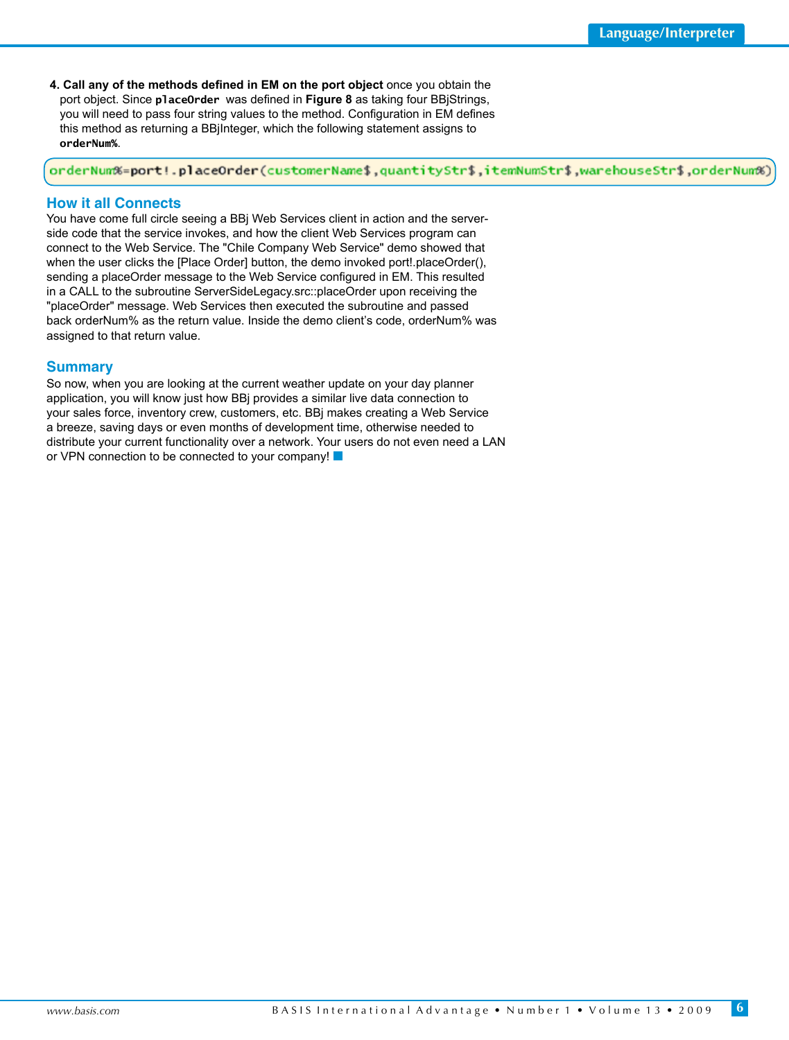4. **Call any of the methods defined in EM on the port object** once you obtain the port object. Since `placeOrder` was defined in **Figure 8** as taking four BBjStrings, you will need to pass four string values to the method. Configuration in EM defines this method as returning a BBjInteger, which the following statement assigns to `orderNum%`.

```
orderNum%=port!.placeOrder(customerName$,quantityStr$,itemNumStr$,warehouseStr$,orderNum%)
```

## How it all Connects

You have come full circle seeing a BBj Web Services client in action and the server-side code that the service invokes, and how the client Web Services program can connect to the Web Service. The "Chile Company Web Service" demo showed that when the user clicks the [Place Order] button, the demo invoked port!.placeOrder(), sending a placeOrder message to the Web Service configured in EM. This resulted in a CALL to the subroutine ServerSideLegacy.src::placeOrder upon receiving the "placeOrder" message. Web Services then executed the subroutine and passed back orderNum% as the return value. Inside the demo client's code, orderNum% was assigned to that return value.

## Summary

So now, when you are looking at the current weather update on your day planner application, you will know just how BBj provides a similar live data connection to your sales force, inventory crew, customers, etc. BBj makes creating a Web Service a breeze, saving days or even months of development time, otherwise needed to distribute your current functionality over a network. Your users do not even need a LAN or VPN connection to be connected to your company!